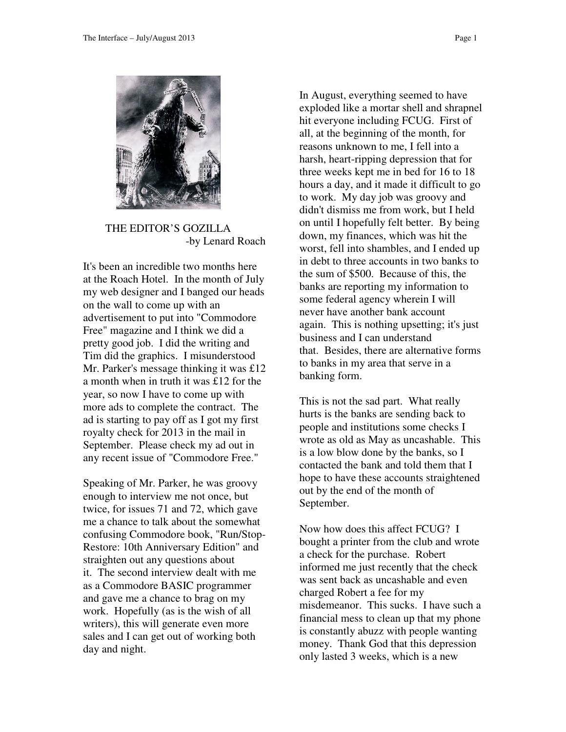## THE EDITOR'S GOZILLA

-by Lenard Roach

It's been an incredible two months here at the Roach Hotel. In the month of July my web designer and I banged our heads on the wall to come up with an advertisement to put into "Commodore Free" magazine and I think we did a pretty good job. I did the writing and Tim did the graphics. I misunderstood Mr. Parker's message thinking it was £12 a month when in truth it was £12 for the year, so now I have to come up with more ads to complete the contract. The ad is starting to pay off as I got my first royalty check for 2013 in the mail in September. Please check my ad out in any recent issue of "Commodore Free."

Speaking of Mr. Parker, he was groovy enough to interview me not once, but twice, for issues 71 and 72, which gave me a chance to talk about the somewhat confusing Commodore book, "Run/Stop-Restore: 10th Anniversary Edition" and straighten out any questions about it. The second interview dealt with me as a Commodore BASIC programmer and gave me a chance to brag on my work. Hopefully (as is the wish of all writers), this will generate even more sales and I can get out of working both day and night.

In August, everything seemed to have exploded like a mortar shell and shrapnel hit everyone including FCUG. First of all, at the beginning of the month, for reasons unknown to me, I fell into a harsh, heart-ripping depression that for three weeks kept me in bed for 16 to 18 hours a day, and it made it difficult to go to work. My day job was groovy and didn't dismiss me from work, but I held on until I hopefully felt better. By being down, my finances, which was hit the worst, fell into shambles, and I ended up in debt to three accounts in two banks to the sum of $500. Because of this, the banks are reporting my information to some federal agency wherein I will never have another bank account again. This is nothing upsetting; it's just business and I can understand that. Besides, there are alternative forms to banks in my area that serve in a banking form.

This is not the sad part. What really hurts is the banks are sending back to people and institutions some checks I wrote as old as May as uncashable. This is a low blow done by the banks, so I contacted the bank and told them that I hope to have these accounts straightened out by the end of the month of September.

Now how does this affect FCUG? I bought a printer from the club and wrote a check for the purchase. Robert informed me just recently that the check was sent back as uncashable and even charged Robert a fee for my misdemeanor. This sucks. I have such a financial mess to clean up that my phone is constantly abuzz with people wanting money. Thank God that this depression only lasted 3 weeks, which is a new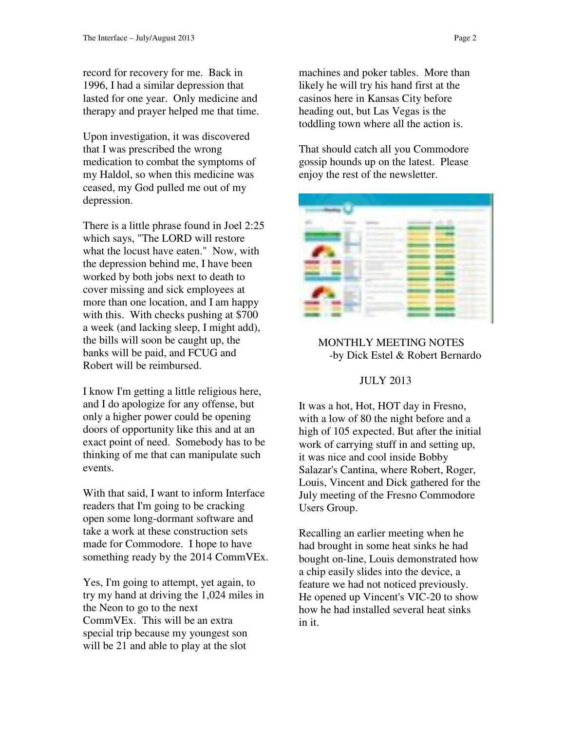record for recovery for me. Back in 1996, I had a similar depression that lasted for one year. Only medicine and therapy and prayer helped me that time.

Upon investigation, it was discovered that I was prescribed the wrong medication to combat the symptoms of my Haldol, so when this medicine was ceased, my God pulled me out of my depression.

There is a little phrase found in Joel 2:25 which says, "The LORD will restore what the locust have eaten." Now, with the depression behind me, I have been worked by both jobs next to death to cover missing and sick employees at more than one location, and I am happy with this. With checks pushing at $700 a week (and lacking sleep, I might add), the bills will soon be caught up, the banks will be paid, and FCUG and Robert will be reimbursed.

I know I'm getting a little religious here, and I do apologize for any offense, but only a higher power could be opening doors of opportunity like this and at an exact point of need. Somebody has to be thinking of me that can manipulate such events.

With that said, I want to inform Interface readers that I'm going to be cracking open some long-dormant software and take a work at these construction sets made for Commodore. I hope to have something ready by the 2014 CommVEx.

Yes, I'm going to attempt, yet again, to try my hand at driving the 1,024 miles in the Neon to go to the next CommVEx. This will be an extra special trip because my youngest son will be 21 and able to play at the slot machines and poker tables. More than likely he will try his hand first at the casinos here in Kansas City before heading out, but Las Vegas is the toddling town where all the action is.

That should catch all you Commodore gossip hounds up on the latest. Please enjoy the rest of the newsletter.

## MONTHLY MEETING NOTES

-by Dick Estel & Robert Bernardo

### JULY 2013

It was a hot, Hot, HOT day in Fresno, with a low of 80 the night before and a high of 105 expected. But after the initial work of carrying stuff in and setting up, it was nice and cool inside Bobby Salazar's Cantina, where Robert, Roger, Louis, Vincent and Dick gathered for the July meeting of the Fresno Commodore Users Group.

Recalling an earlier meeting when he had brought in some heat sinks he had bought on-line, Louis demonstrated how a chip easily slides into the device, a feature we had not noticed previously. He opened up Vincent's VIC-20 to show how he had installed several heat sinks in it.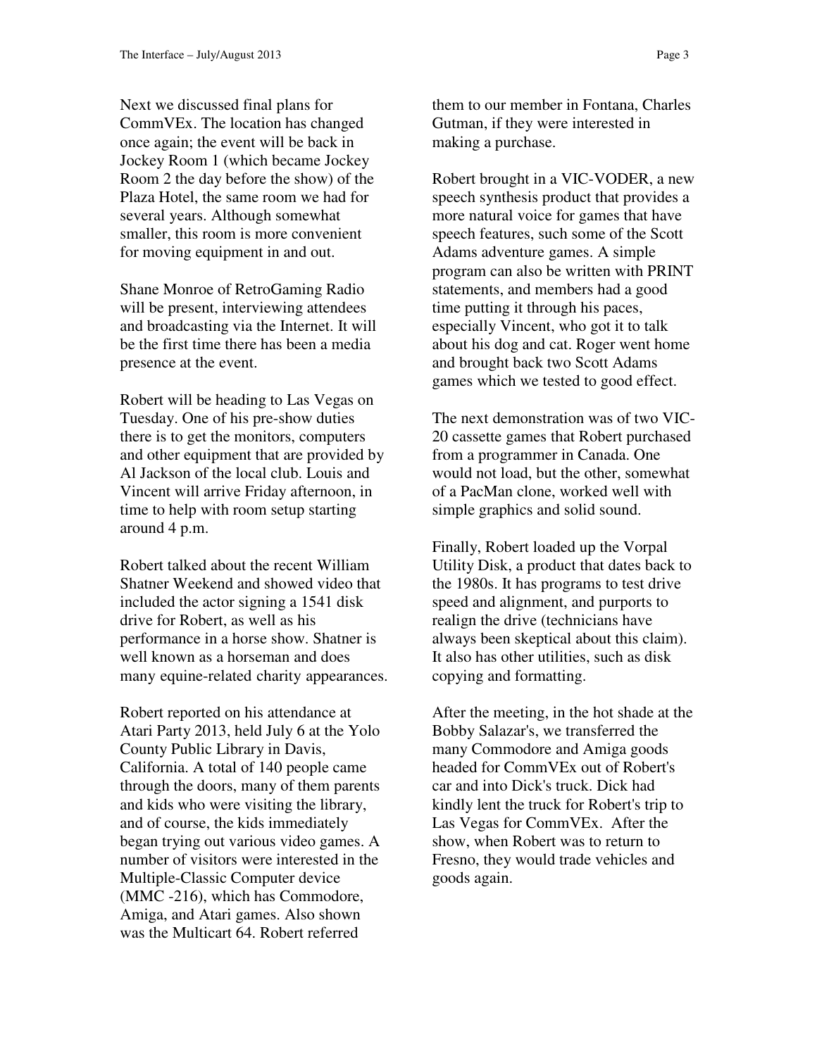Next we discussed final plans for CommVEx. The location has changed once again; the event will be back in Jockey Room 1 (which became Jockey Room 2 the day before the show) of the Plaza Hotel, the same room we had for several years. Although somewhat smaller, this room is more convenient for moving equipment in and out.

Shane Monroe of RetroGaming Radio will be present, interviewing attendees and broadcasting via the Internet. It will be the first time there has been a media presence at the event.

Robert will be heading to Las Vegas on Tuesday. One of his pre-show duties there is to get the monitors, computers and other equipment that are provided by Al Jackson of the local club. Louis and Vincent will arrive Friday afternoon, in time to help with room setup starting around 4 p.m.

Robert talked about the recent William Shatner Weekend and showed video that included the actor signing a 1541 disk drive for Robert, as well as his performance in a horse show. Shatner is well known as a horseman and does many equine-related charity appearances.

Robert reported on his attendance at Atari Party 2013, held July 6 at the Yolo County Public Library in Davis, California. A total of 140 people came through the doors, many of them parents and kids who were visiting the library, and of course, the kids immediately began trying out various video games. A number of visitors were interested in the Multiple-Classic Computer device (MMC -216), which has Commodore, Amiga, and Atari games. Also shown was the Multicart 64. Robert referred them to our member in Fontana, Charles Gutman, if they were interested in making a purchase.

Robert brought in a VIC-VODER, a new speech synthesis product that provides a more natural voice for games that have speech features, such some of the Scott Adams adventure games. A simple program can also be written with PRINT statements, and members had a good time putting it through his paces, especially Vincent, who got it to talk about his dog and cat. Roger went home and brought back two Scott Adams games which we tested to good effect.

The next demonstration was of two VIC-20 cassette games that Robert purchased from a programmer in Canada. One would not load, but the other, somewhat of a PacMan clone, worked well with simple graphics and solid sound.

Finally, Robert loaded up the Vorpal Utility Disk, a product that dates back to the 1980s. It has programs to test drive speed and alignment, and purports to realign the drive (technicians have always been skeptical about this claim). It also has other utilities, such as disk copying and formatting.

After the meeting, in the hot shade at the Bobby Salazar's, we transferred the many Commodore and Amiga goods headed for CommVEx out of Robert's car and into Dick's truck. Dick had kindly lent the truck for Robert's trip to Las Vegas for CommVEx. After the show, when Robert was to return to Fresno, they would trade vehicles and goods again.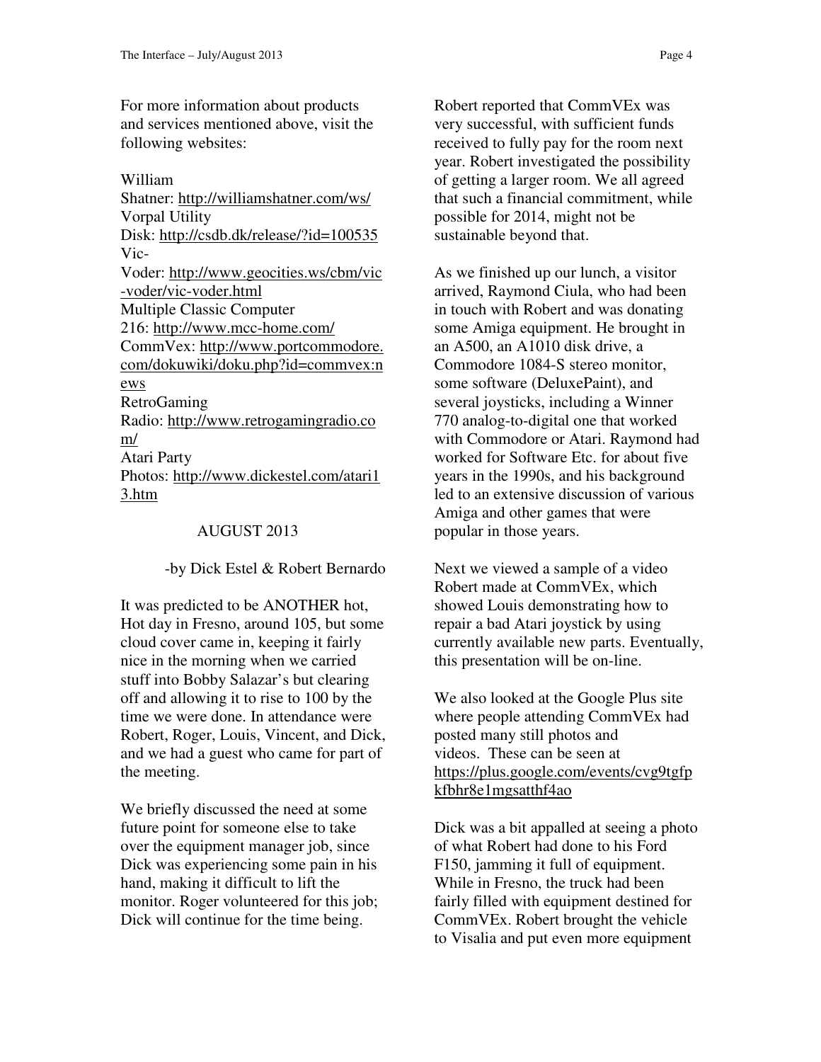For more information about products and services mentioned above, visit the following websites:

William Shatner: http://williamshatner.com/ws/
Vorpal Utility Disk: http://csdb.dk/release/?id=100535
Vic-Voder: http://www.geocities.ws/cbm/vic-voder/vic-voder.html
Multiple Classic Computer 216: http://www.mcc-home.com/
CommVex: http://www.portcommodore.com/dokuwiki/doku.php?id=commvex:news
RetroGaming Radio: http://www.retrogamingradio.com/
Atari Party Photos: http://www.dickestel.com/atari13.htm

AUGUST 2013

-by Dick Estel & Robert Bernardo

It was predicted to be ANOTHER hot, Hot day in Fresno, around 105, but some cloud cover came in, keeping it fairly nice in the morning when we carried stuff into Bobby Salazar's but clearing off and allowing it to rise to 100 by the time we were done. In attendance were Robert, Roger, Louis, Vincent, and Dick, and we had a guest who came for part of the meeting.

We briefly discussed the need at some future point for someone else to take over the equipment manager job, since Dick was experiencing some pain in his hand, making it difficult to lift the monitor. Roger volunteered for this job; Dick will continue for the time being.

Robert reported that CommVEx was very successful, with sufficient funds received to fully pay for the room next year. Robert investigated the possibility of getting a larger room. We all agreed that such a financial commitment, while possible for 2014, might not be sustainable beyond that.

As we finished up our lunch, a visitor arrived, Raymond Ciula, who had been in touch with Robert and was donating some Amiga equipment. He brought in an A500, an A1010 disk drive, a Commodore 1084-S stereo monitor, some software (DeluxePaint), and several joysticks, including a Winner 770 analog-to-digital one that worked with Commodore or Atari. Raymond had worked for Software Etc. for about five years in the 1990s, and his background led to an extensive discussion of various Amiga and other games that were popular in those years.

Next we viewed a sample of a video Robert made at CommVEx, which showed Louis demonstrating how to repair a bad Atari joystick by using currently available new parts. Eventually, this presentation will be on-line.

We also looked at the Google Plus site where people attending CommVEx had posted many still photos and videos. These can be seen at https://plus.google.com/events/cvg9tgfpkfbhr8e1mgsatthf4ao

Dick was a bit appalled at seeing a photo of what Robert had done to his Ford F150, jamming it full of equipment. While in Fresno, the truck had been fairly filled with equipment destined for CommVEx. Robert brought the vehicle to Visalia and put even more equipment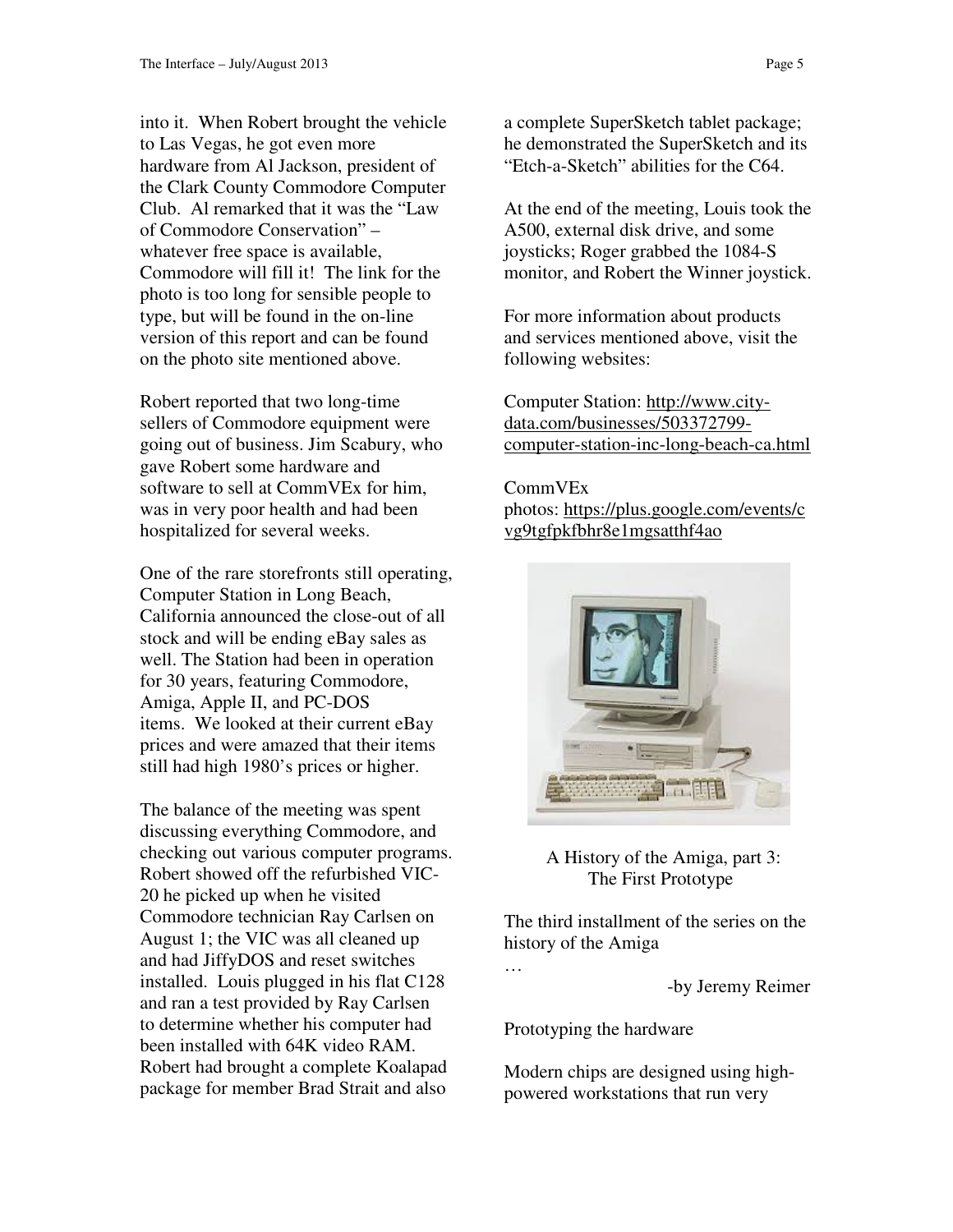into it. When Robert brought the vehicle to Las Vegas, he got even more hardware from Al Jackson, president of the Clark County Commodore Computer Club. Al remarked that it was the "Law of Commodore Conservation" – whatever free space is available, Commodore will fill it! The link for the photo is too long for sensible people to type, but will be found in the on-line version of this report and can be found on the photo site mentioned above.

Robert reported that two long-time sellers of Commodore equipment were going out of business. Jim Scabury, who gave Robert some hardware and software to sell at CommVEx for him, was in very poor health and had been hospitalized for several weeks.

One of the rare storefronts still operating, Computer Station in Long Beach, California announced the close-out of all stock and will be ending eBay sales as well. The Station had been in operation for 30 years, featuring Commodore, Amiga, Apple II, and PC-DOS items. We looked at their current eBay prices and were amazed that their items still had high 1980's prices or higher.

The balance of the meeting was spent discussing everything Commodore, and checking out various computer programs. Robert showed off the refurbished VIC-20 he picked up when he visited Commodore technician Ray Carlsen on August 1; the VIC was all cleaned up and had JiffyDOS and reset switches installed. Louis plugged in his flat C128 and ran a test provided by Ray Carlsen to determine whether his computer had been installed with 64K video RAM. Robert had brought a complete Koalapad package for member Brad Strait and also a complete SuperSketch tablet package; he demonstrated the SuperSketch and its "Etch-a-Sketch" abilities for the C64.

At the end of the meeting, Louis took the A500, external disk drive, and some joysticks; Roger grabbed the 1084-S monitor, and Robert the Winner joystick.

For more information about products and services mentioned above, visit the following websites:

Computer Station: http://www.city-data.com/businesses/503372799-computer-station-inc-long-beach-ca.html

CommVEx photos: https://plus.google.com/events/cvg9tgfpkfbhr8e1mgsatthf4ao

A History of the Amiga, part 3: The First Prototype

The third installment of the series on the history of the Amiga

…

-by Jeremy Reimer

Prototyping the hardware

Modern chips are designed using high-powered workstations that run very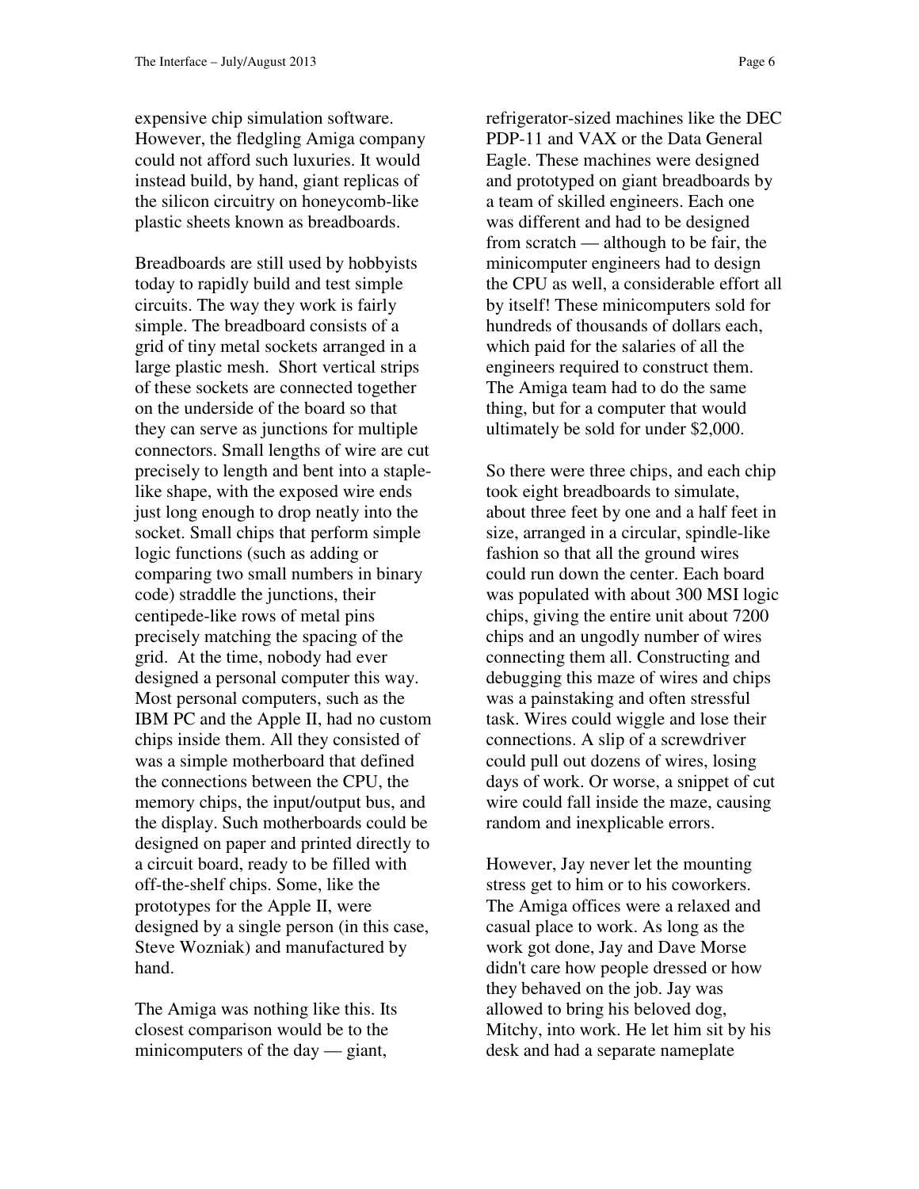expensive chip simulation software. However, the fledgling Amiga company could not afford such luxuries. It would instead build, by hand, giant replicas of the silicon circuitry on honeycomb-like plastic sheets known as breadboards.

Breadboards are still used by hobbyists today to rapidly build and test simple circuits. The way they work is fairly simple. The breadboard consists of a grid of tiny metal sockets arranged in a large plastic mesh. Short vertical strips of these sockets are connected together on the underside of the board so that they can serve as junctions for multiple connectors. Small lengths of wire are cut precisely to length and bent into a staple-like shape, with the exposed wire ends just long enough to drop neatly into the socket. Small chips that perform simple logic functions (such as adding or comparing two small numbers in binary code) straddle the junctions, their centipede-like rows of metal pins precisely matching the spacing of the grid. At the time, nobody had ever designed a personal computer this way. Most personal computers, such as the IBM PC and the Apple II, had no custom chips inside them. All they consisted of was a simple motherboard that defined the connections between the CPU, the memory chips, the input/output bus, and the display. Such motherboards could be designed on paper and printed directly to a circuit board, ready to be filled with off-the-shelf chips. Some, like the prototypes for the Apple II, were designed by a single person (in this case, Steve Wozniak) and manufactured by hand.

The Amiga was nothing like this. Its closest comparison would be to the minicomputers of the day — giant, refrigerator-sized machines like the DEC PDP-11 and VAX or the Data General Eagle. These machines were designed and prototyped on giant breadboards by a team of skilled engineers. Each one was different and had to be designed from scratch — although to be fair, the minicomputer engineers had to design the CPU as well, a considerable effort all by itself! These minicomputers sold for hundreds of thousands of dollars each, which paid for the salaries of all the engineers required to construct them. The Amiga team had to do the same thing, but for a computer that would ultimately be sold for under $2,000.

So there were three chips, and each chip took eight breadboards to simulate, about three feet by one and a half feet in size, arranged in a circular, spindle-like fashion so that all the ground wires could run down the center. Each board was populated with about 300 MSI logic chips, giving the entire unit about 7200 chips and an ungodly number of wires connecting them all. Constructing and debugging this maze of wires and chips was a painstaking and often stressful task. Wires could wiggle and lose their connections. A slip of a screwdriver could pull out dozens of wires, losing days of work. Or worse, a snippet of cut wire could fall inside the maze, causing random and inexplicable errors.

However, Jay never let the mounting stress get to him or to his coworkers. The Amiga offices were a relaxed and casual place to work. As long as the work got done, Jay and Dave Morse didn't care how people dressed or how they behaved on the job. Jay was allowed to bring his beloved dog, Mitchy, into work. He let him sit by his desk and had a separate nameplate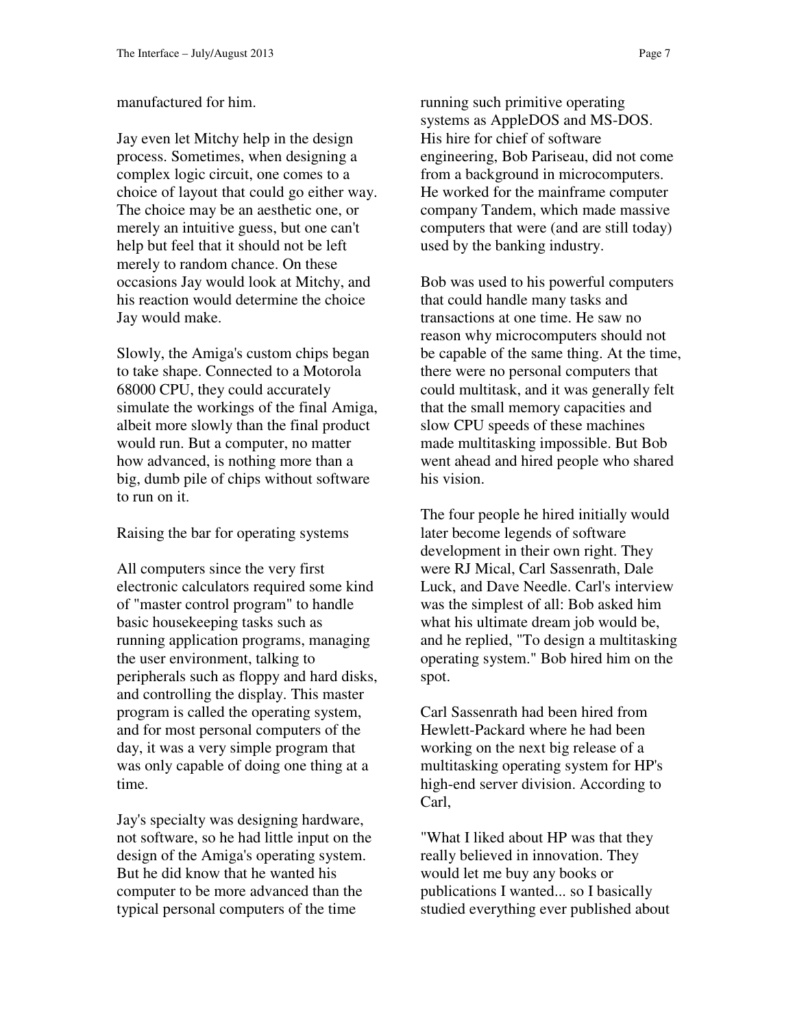manufactured for him.

Jay even let Mitchy help in the design process. Sometimes, when designing a complex logic circuit, one comes to a choice of layout that could go either way. The choice may be an aesthetic one, or merely an intuitive guess, but one can't help but feel that it should not be left merely to random chance. On these occasions Jay would look at Mitchy, and his reaction would determine the choice Jay would make.

Slowly, the Amiga's custom chips began to take shape. Connected to a Motorola 68000 CPU, they could accurately simulate the workings of the final Amiga, albeit more slowly than the final product would run. But a computer, no matter how advanced, is nothing more than a big, dumb pile of chips without software to run on it.

## Raising the bar for operating systems

All computers since the very first electronic calculators required some kind of "master control program" to handle basic housekeeping tasks such as running application programs, managing the user environment, talking to peripherals such as floppy and hard disks, and controlling the display. This master program is called the operating system, and for most personal computers of the day, it was a very simple program that was only capable of doing one thing at a time.

Jay's specialty was designing hardware, not software, so he had little input on the design of the Amiga's operating system. But he did know that he wanted his computer to be more advanced than the typical personal computers of the time running such primitive operating systems as AppleDOS and MS-DOS. His hire for chief of software engineering, Bob Pariseau, did not come from a background in microcomputers. He worked for the mainframe computer company Tandem, which made massive computers that were (and are still today) used by the banking industry.

Bob was used to his powerful computers that could handle many tasks and transactions at one time. He saw no reason why microcomputers should not be capable of the same thing. At the time, there were no personal computers that could multitask, and it was generally felt that the small memory capacities and slow CPU speeds of these machines made multitasking impossible. But Bob went ahead and hired people who shared his vision.

The four people he hired initially would later become legends of software development in their own right. They were RJ Mical, Carl Sassenrath, Dale Luck, and Dave Needle. Carl's interview was the simplest of all: Bob asked him what his ultimate dream job would be, and he replied, "To design a multitasking operating system." Bob hired him on the spot.

Carl Sassenrath had been hired from Hewlett-Packard where he had been working on the next big release of a multitasking operating system for HP's high-end server division. According to Carl,

"What I liked about HP was that they really believed in innovation. They would let me buy any books or publications I wanted... so I basically studied everything ever published about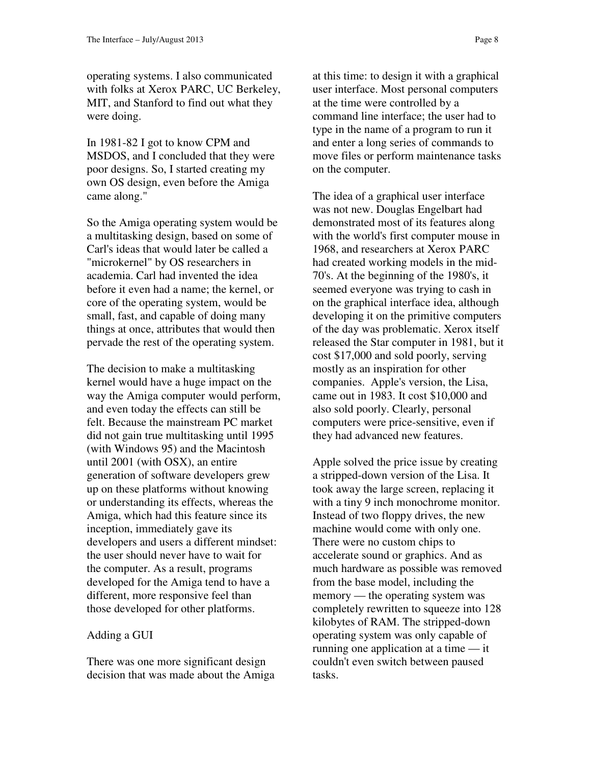operating systems. I also communicated with folks at Xerox PARC, UC Berkeley, MIT, and Stanford to find out what they were doing.

In 1981-82 I got to know CPM and MSDOS, and I concluded that they were poor designs. So, I started creating my own OS design, even before the Amiga came along."

So the Amiga operating system would be a multitasking design, based on some of Carl's ideas that would later be called a "microkernel" by OS researchers in academia. Carl had invented the idea before it even had a name; the kernel, or core of the operating system, would be small, fast, and capable of doing many things at once, attributes that would then pervade the rest of the operating system.

The decision to make a multitasking kernel would have a huge impact on the way the Amiga computer would perform, and even today the effects can still be felt. Because the mainstream PC market did not gain true multitasking until 1995 (with Windows 95) and the Macintosh until 2001 (with OSX), an entire generation of software developers grew up on these platforms without knowing or understanding its effects, whereas the Amiga, which had this feature since its inception, immediately gave its developers and users a different mindset: the user should never have to wait for the computer. As a result, programs developed for the Amiga tend to have a different, more responsive feel than those developed for other platforms.

## Adding a GUI

There was one more significant design decision that was made about the Amiga at this time: to design it with a graphical user interface. Most personal computers at the time were controlled by a command line interface; the user had to type in the name of a program to run it and enter a long series of commands to move files or perform maintenance tasks on the computer.

The idea of a graphical user interface was not new. Douglas Engelbart had demonstrated most of its features along with the world's first computer mouse in 1968, and researchers at Xerox PARC had created working models in the mid-70's. At the beginning of the 1980's, it seemed everyone was trying to cash in on the graphical interface idea, although developing it on the primitive computers of the day was problematic. Xerox itself released the Star computer in 1981, but it cost $17,000 and sold poorly, serving mostly as an inspiration for other companies. Apple's version, the Lisa, came out in 1983. It cost $10,000 and also sold poorly. Clearly, personal computers were price-sensitive, even if they had advanced new features.

Apple solved the price issue by creating a stripped-down version of the Lisa. It took away the large screen, replacing it with a tiny 9 inch monochrome monitor. Instead of two floppy drives, the new machine would come with only one. There were no custom chips to accelerate sound or graphics. And as much hardware as possible was removed from the base model, including the memory — the operating system was completely rewritten to squeeze into 128 kilobytes of RAM. The stripped-down operating system was only capable of running one application at a time — it couldn't even switch between paused tasks.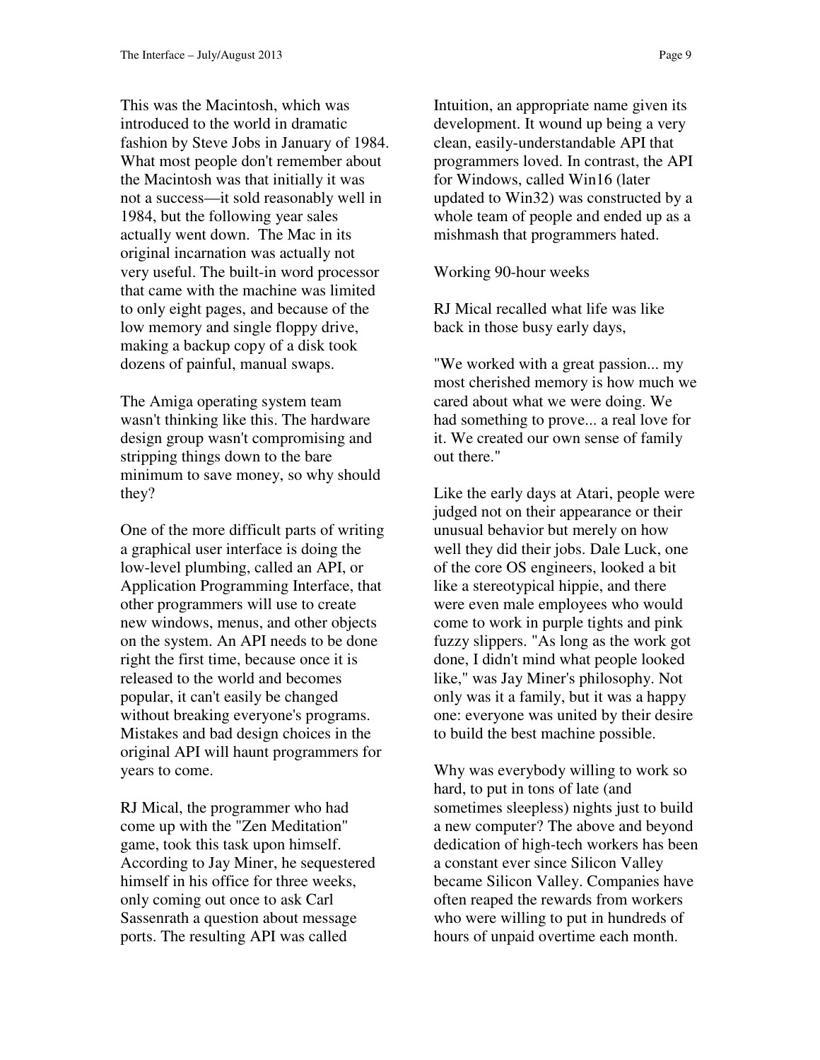This was the Macintosh, which was introduced to the world in dramatic fashion by Steve Jobs in January of 1984. What most people don't remember about the Macintosh was that initially it was not a success—it sold reasonably well in 1984, but the following year sales actually went down. The Mac in its original incarnation was actually not very useful. The built-in word processor that came with the machine was limited to only eight pages, and because of the low memory and single floppy drive, making a backup copy of a disk took dozens of painful, manual swaps.

The Amiga operating system team wasn't thinking like this. The hardware design group wasn't compromising and stripping things down to the bare minimum to save money, so why should they?

One of the more difficult parts of writing a graphical user interface is doing the low-level plumbing, called an API, or Application Programming Interface, that other programmers will use to create new windows, menus, and other objects on the system. An API needs to be done right the first time, because once it is released to the world and becomes popular, it can't easily be changed without breaking everyone's programs. Mistakes and bad design choices in the original API will haunt programmers for years to come.

RJ Mical, the programmer who had come up with the "Zen Meditation" game, took this task upon himself. According to Jay Miner, he sequestered himself in his office for three weeks, only coming out once to ask Carl Sassenrath a question about message ports. The resulting API was called Intuition, an appropriate name given its development. It wound up being a very clean, easily-understandable API that programmers loved. In contrast, the API for Windows, called Win16 (later updated to Win32) was constructed by a whole team of people and ended up as a mishmash that programmers hated.

Working 90-hour weeks

RJ Mical recalled what life was like back in those busy early days,

"We worked with a great passion... my most cherished memory is how much we cared about what we were doing. We had something to prove... a real love for it. We created our own sense of family out there."

Like the early days at Atari, people were judged not on their appearance or their unusual behavior but merely on how well they did their jobs. Dale Luck, one of the core OS engineers, looked a bit like a stereotypical hippie, and there were even male employees who would come to work in purple tights and pink fuzzy slippers. "As long as the work got done, I didn't mind what people looked like," was Jay Miner's philosophy. Not only was it a family, but it was a happy one: everyone was united by their desire to build the best machine possible.

Why was everybody willing to work so hard, to put in tons of late (and sometimes sleepless) nights just to build a new computer? The above and beyond dedication of high-tech workers has been a constant ever since Silicon Valley became Silicon Valley. Companies have often reaped the rewards from workers who were willing to put in hundreds of hours of unpaid overtime each month.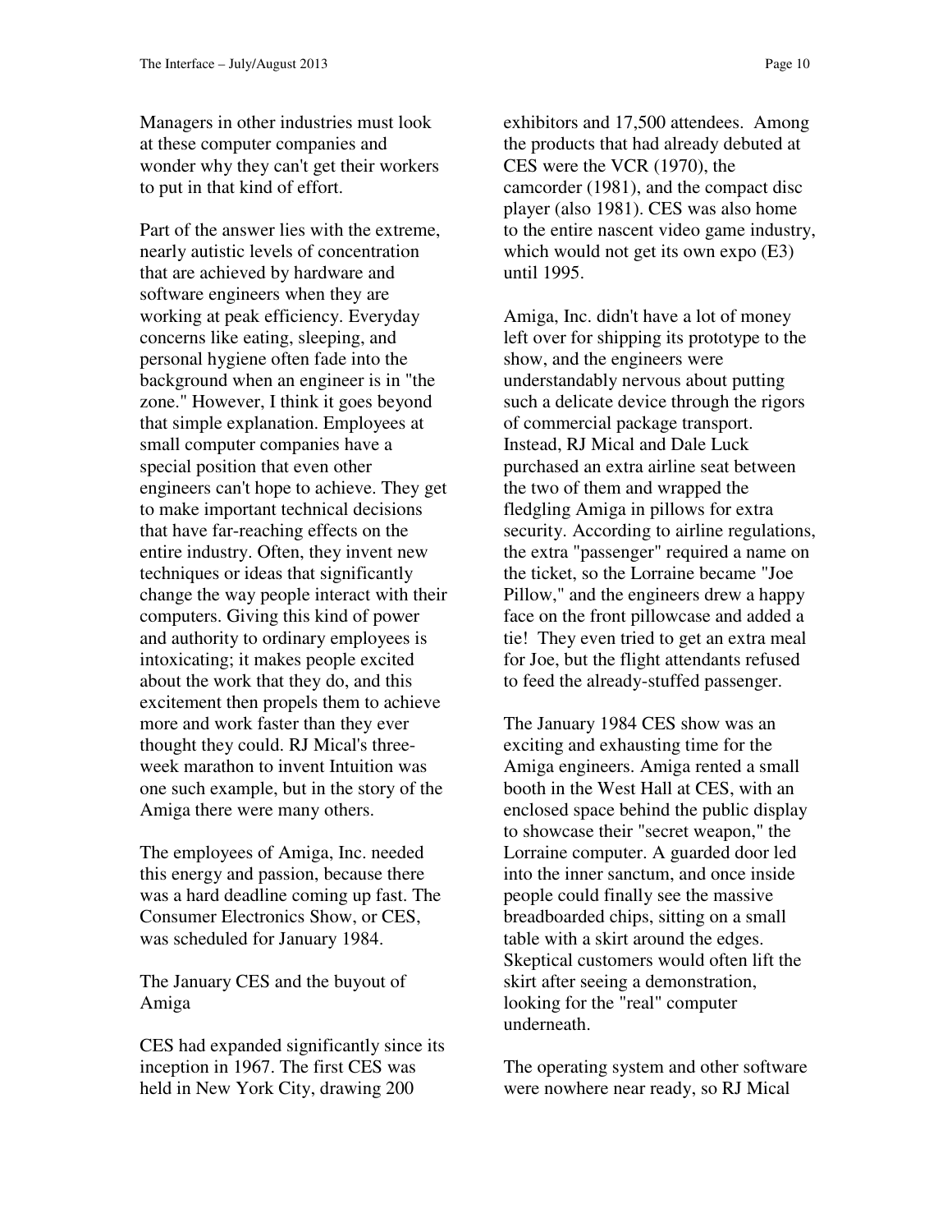Managers in other industries must look at these computer companies and wonder why they can't get their workers to put in that kind of effort.

Part of the answer lies with the extreme, nearly autistic levels of concentration that are achieved by hardware and software engineers when they are working at peak efficiency. Everyday concerns like eating, sleeping, and personal hygiene often fade into the background when an engineer is in "the zone." However, I think it goes beyond that simple explanation. Employees at small computer companies have a special position that even other engineers can't hope to achieve. They get to make important technical decisions that have far-reaching effects on the entire industry. Often, they invent new techniques or ideas that significantly change the way people interact with their computers. Giving this kind of power and authority to ordinary employees is intoxicating; it makes people excited about the work that they do, and this excitement then propels them to achieve more and work faster than they ever thought they could. RJ Mical's three-week marathon to invent Intuition was one such example, but in the story of the Amiga there were many others.

The employees of Amiga, Inc. needed this energy and passion, because there was a hard deadline coming up fast. The Consumer Electronics Show, or CES, was scheduled for January 1984.

## The January CES and the buyout of Amiga

CES had expanded significantly since its inception in 1967. The first CES was held in New York City, drawing 200 exhibitors and 17,500 attendees. Among the products that had already debuted at CES were the VCR (1970), the camcorder (1981), and the compact disc player (also 1981). CES was also home to the entire nascent video game industry, which would not get its own expo (E3) until 1995.

Amiga, Inc. didn't have a lot of money left over for shipping its prototype to the show, and the engineers were understandably nervous about putting such a delicate device through the rigors of commercial package transport. Instead, RJ Mical and Dale Luck purchased an extra airline seat between the two of them and wrapped the fledgling Amiga in pillows for extra security. According to airline regulations, the extra "passenger" required a name on the ticket, so the Lorraine became "Joe Pillow," and the engineers drew a happy face on the front pillowcase and added a tie! They even tried to get an extra meal for Joe, but the flight attendants refused to feed the already-stuffed passenger.

The January 1984 CES show was an exciting and exhausting time for the Amiga engineers. Amiga rented a small booth in the West Hall at CES, with an enclosed space behind the public display to showcase their "secret weapon," the Lorraine computer. A guarded door led into the inner sanctum, and once inside people could finally see the massive breadboarded chips, sitting on a small table with a skirt around the edges. Skeptical customers would often lift the skirt after seeing a demonstration, looking for the "real" computer underneath.

The operating system and other software were nowhere near ready, so RJ Mical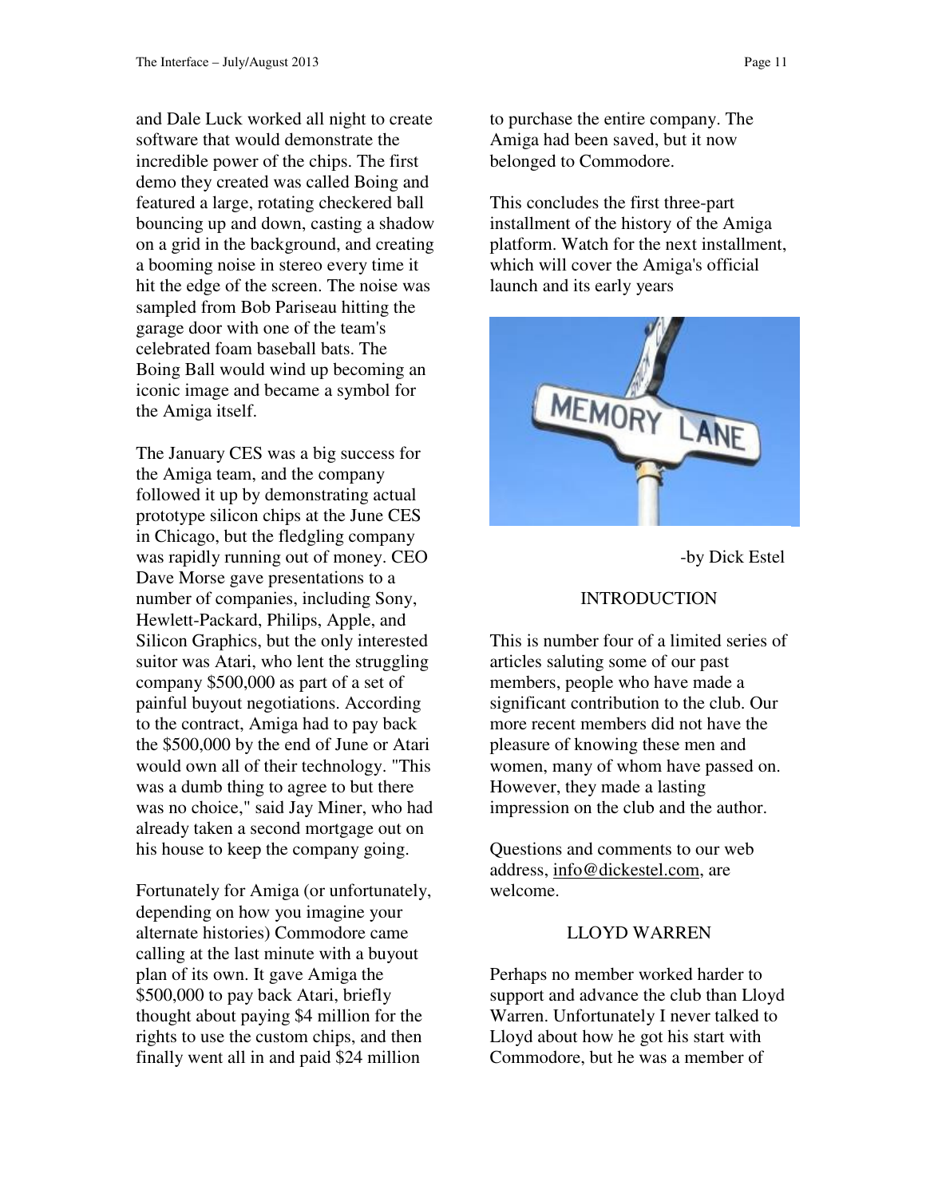and Dale Luck worked all night to create software that would demonstrate the incredible power of the chips. The first demo they created was called Boing and featured a large, rotating checkered ball bouncing up and down, casting a shadow on a grid in the background, and creating a booming noise in stereo every time it hit the edge of the screen. The noise was sampled from Bob Pariseau hitting the garage door with one of the team's celebrated foam baseball bats. The Boing Ball would wind up becoming an iconic image and became a symbol for the Amiga itself.

The January CES was a big success for the Amiga team, and the company followed it up by demonstrating actual prototype silicon chips at the June CES in Chicago, but the fledgling company was rapidly running out of money. CEO Dave Morse gave presentations to a number of companies, including Sony, Hewlett-Packard, Philips, Apple, and Silicon Graphics, but the only interested suitor was Atari, who lent the struggling company $500,000 as part of a set of painful buyout negotiations. According to the contract, Amiga had to pay back the $500,000 by the end of June or Atari would own all of their technology. "This was a dumb thing to agree to but there was no choice," said Jay Miner, who had already taken a second mortgage out on his house to keep the company going.

Fortunately for Amiga (or unfortunately, depending on how you imagine your alternate histories) Commodore came calling at the last minute with a buyout plan of its own. It gave Amiga the $500,000 to pay back Atari, briefly thought about paying $4 million for the rights to use the custom chips, and then finally went all in and paid $24 million to purchase the entire company. The Amiga had been saved, but it now belonged to Commodore.

This concludes the first three-part installment of the history of the Amiga platform. Watch for the next installment, which will cover the Amiga's official launch and its early years

-by Dick Estel

## INTRODUCTION

This is number four of a limited series of articles saluting some of our past members, people who have made a significant contribution to the club. Our more recent members did not have the pleasure of knowing these men and women, many of whom have passed on. However, they made a lasting impression on the club and the author.

Questions and comments to our web address, info@dickestel.com, are welcome.

## LLOYD WARREN

Perhaps no member worked harder to support and advance the club than Lloyd Warren. Unfortunately I never talked to Lloyd about how he got his start with Commodore, but he was a member of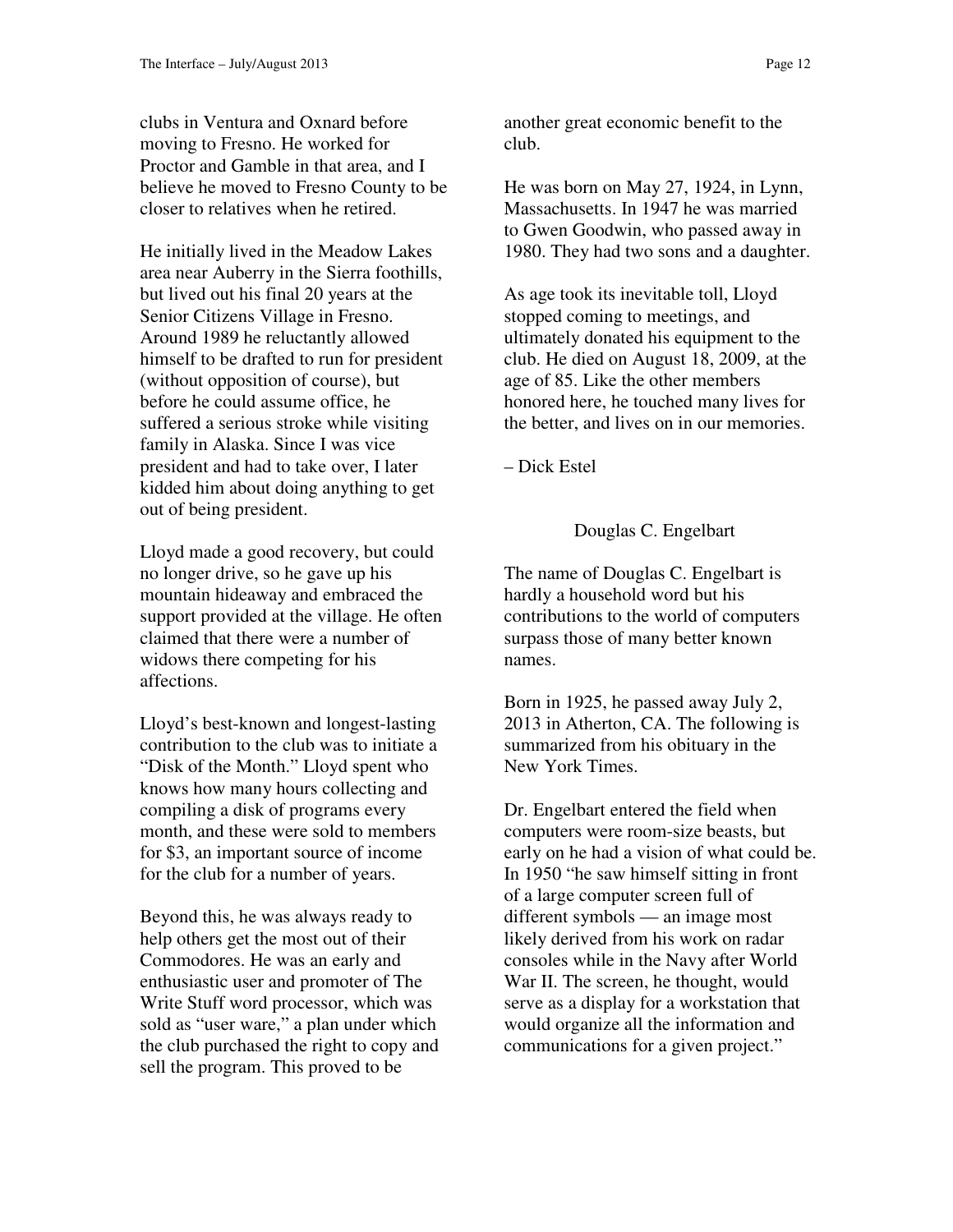clubs in Ventura and Oxnard before moving to Fresno. He worked for Proctor and Gamble in that area, and I believe he moved to Fresno County to be closer to relatives when he retired.

He initially lived in the Meadow Lakes area near Auberry in the Sierra foothills, but lived out his final 20 years at the Senior Citizens Village in Fresno. Around 1989 he reluctantly allowed himself to be drafted to run for president (without opposition of course), but before he could assume office, he suffered a serious stroke while visiting family in Alaska. Since I was vice president and had to take over, I later kidded him about doing anything to get out of being president.

Lloyd made a good recovery, but could no longer drive, so he gave up his mountain hideaway and embraced the support provided at the village. He often claimed that there were a number of widows there competing for his affections.

Lloyd's best-known and longest-lasting contribution to the club was to initiate a "Disk of the Month." Lloyd spent who knows how many hours collecting and compiling a disk of programs every month, and these were sold to members for $3, an important source of income for the club for a number of years.

Beyond this, he was always ready to help others get the most out of their Commodores. He was an early and enthusiastic user and promoter of The Write Stuff word processor, which was sold as "user ware," a plan under which the club purchased the right to copy and sell the program. This proved to be another great economic benefit to the club.

He was born on May 27, 1924, in Lynn, Massachusetts. In 1947 he was married to Gwen Goodwin, who passed away in 1980. They had two sons and a daughter.

As age took its inevitable toll, Lloyd stopped coming to meetings, and ultimately donated his equipment to the club. He died on August 18, 2009, at the age of 85. Like the other members honored here, he touched many lives for the better, and lives on in our memories.

– Dick Estel

## Douglas C. Engelbart

The name of Douglas C. Engelbart is hardly a household word but his contributions to the world of computers surpass those of many better known names.

Born in 1925, he passed away July 2, 2013 in Atherton, CA. The following is summarized from his obituary in the New York Times.

Dr. Engelbart entered the field when computers were room-size beasts, but early on he had a vision of what could be. In 1950 "he saw himself sitting in front of a large computer screen full of different symbols — an image most likely derived from his work on radar consoles while in the Navy after World War II. The screen, he thought, would serve as a display for a workstation that would organize all the information and communications for a given project."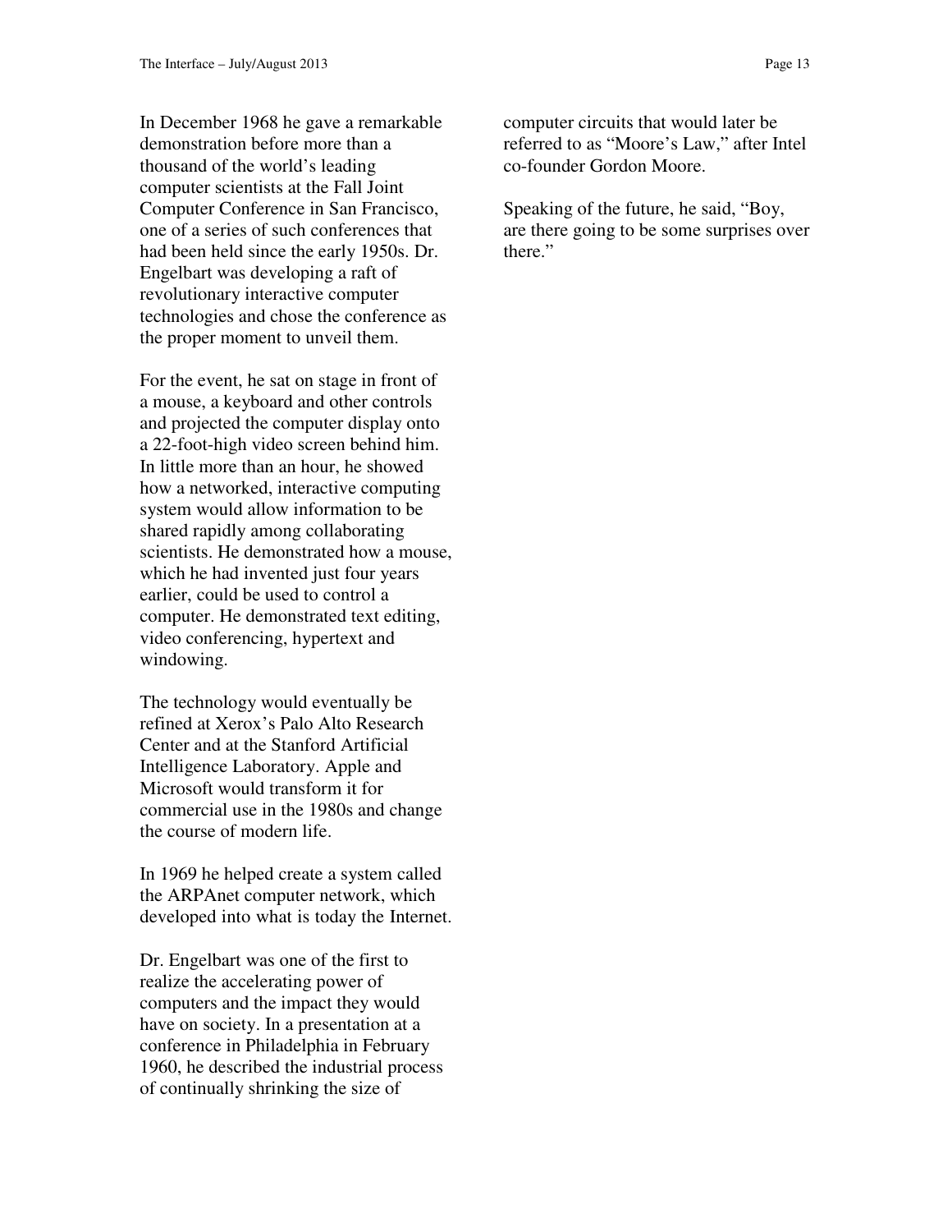In December 1968 he gave a remarkable demonstration before more than a thousand of the world's leading computer scientists at the Fall Joint Computer Conference in San Francisco, one of a series of such conferences that had been held since the early 1950s. Dr. Engelbart was developing a raft of revolutionary interactive computer technologies and chose the conference as the proper moment to unveil them.

For the event, he sat on stage in front of a mouse, a keyboard and other controls and projected the computer display onto a 22-foot-high video screen behind him. In little more than an hour, he showed how a networked, interactive computing system would allow information to be shared rapidly among collaborating scientists. He demonstrated how a mouse, which he had invented just four years earlier, could be used to control a computer. He demonstrated text editing, video conferencing, hypertext and windowing.

The technology would eventually be refined at Xerox's Palo Alto Research Center and at the Stanford Artificial Intelligence Laboratory. Apple and Microsoft would transform it for commercial use in the 1980s and change the course of modern life.

In 1969 he helped create a system called the ARPAnet computer network, which developed into what is today the Internet.

Dr. Engelbart was one of the first to realize the accelerating power of computers and the impact they would have on society. In a presentation at a conference in Philadelphia in February 1960, he described the industrial process of continually shrinking the size of computer circuits that would later be referred to as "Moore's Law," after Intel co-founder Gordon Moore.

Speaking of the future, he said, "Boy, are there going to be some surprises over there."